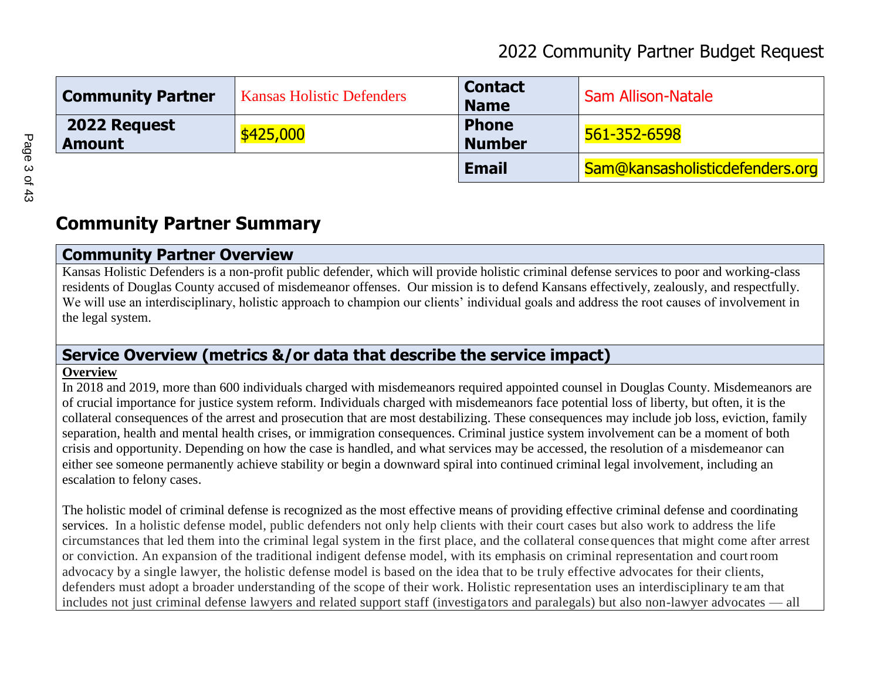# 2022 Community Partner Budget Request

| Community Partner | Kansas Holistic Defenders | Contact Name | Sam Allison-Natale |
| --- | --- | --- | --- |
| 2022 Request Amount | $425,000 | Phone Number | 561-352-6598 |
| | | Email | Sam@kansasholisticdefenders.org |

## Community Partner Summary

### Community Partner Overview

Kansas Holistic Defenders is a non-profit public defender, which will provide holistic criminal defense services to poor and working-class residents of Douglas County accused of misdemeanor offenses. Our mission is to defend Kansans effectively, zealously, and respectfully. We will use an interdisciplinary, holistic approach to champion our clients' individual goals and address the root causes of involvement in the legal system.

### Service Overview (metrics &/or data that describe the service impact)

**Overview**

In 2018 and 2019, more than 600 individuals charged with misdemeanors required appointed counsel in Douglas County. Misdemeanors are of crucial importance for justice system reform. Individuals charged with misdemeanors face potential loss of liberty, but often, it is the collateral consequences of the arrest and prosecution that are most destabilizing. These consequences may include job loss, eviction, family separation, health and mental health crises, or immigration consequences. Criminal justice system involvement can be a moment of both crisis and opportunity. Depending on how the case is handled, and what services may be accessed, the resolution of a misdemeanor can either see someone permanently achieve stability or begin a downward spiral into continued criminal legal involvement, including an escalation to felony cases.

The holistic model of criminal defense is recognized as the most effective means of providing effective criminal defense and coordinating services. In a holistic defense model, public defenders not only help clients with their court cases but also work to address the life circumstances that led them into the criminal legal system in the first place, and the collateral consequences that might come after arrest or conviction. An expansion of the traditional indigent defense model, with its emphasis on criminal representation and courtroom advocacy by a single lawyer, the holistic defense model is based on the idea that to be truly effective advocates for their clients, defenders must adopt a broader understanding of the scope of their work. Holistic representation uses an interdisciplinary team that includes not just criminal defense lawyers and related support staff (investigators and paralegals) but also non-lawyer advocates — all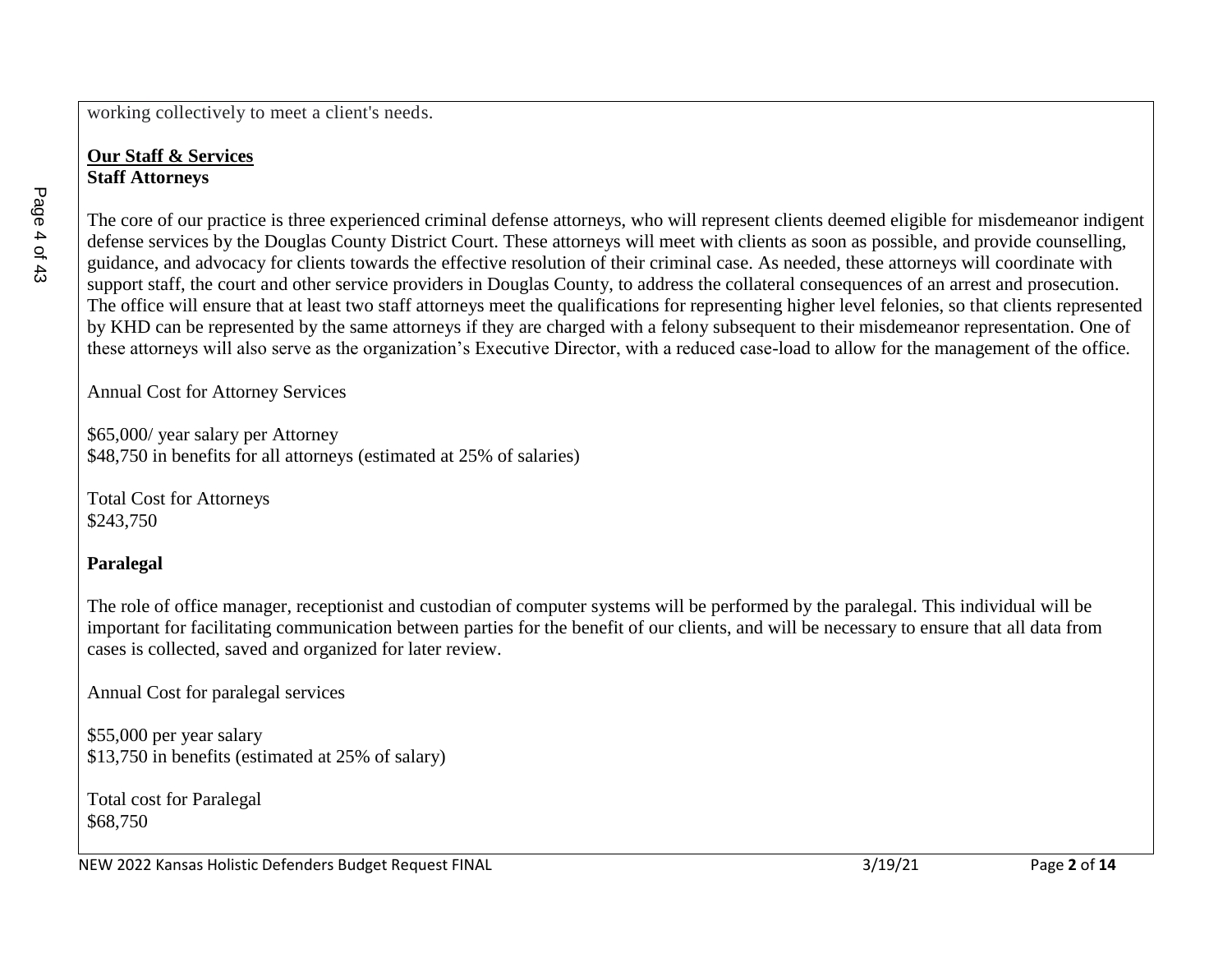working collectively to meet a client's needs.

**<u>Our Staff & Services</u>**
**Staff Attorneys**

The core of our practice is three experienced criminal defense attorneys, who will represent clients deemed eligible for misdemeanor indigent defense services by the Douglas County District Court. These attorneys will meet with clients as soon as possible, and provide counselling, guidance, and advocacy for clients towards the effective resolution of their criminal case. As needed, these attorneys will coordinate with support staff, the court and other service providers in Douglas County, to address the collateral consequences of an arrest and prosecution. The office will ensure that at least two staff attorneys meet the qualifications for representing higher level felonies, so that clients represented by KHD can be represented by the same attorneys if they are charged with a felony subsequent to their misdemeanor representation. One of these attorneys will also serve as the organization's Executive Director, with a reduced case-load to allow for the management of the office.

Annual Cost for Attorney Services

$65,000/ year salary per Attorney
$48,750 in benefits for all attorneys (estimated at 25% of salaries)

Total Cost for Attorneys
$243,750

**Paralegal**

The role of office manager, receptionist and custodian of computer systems will be performed by the paralegal. This individual will be important for facilitating communication between parties for the benefit of our clients, and will be necessary to ensure that all data from cases is collected, saved and organized for later review.

Annual Cost for paralegal services

$55,000 per year salary
$13,750 in benefits (estimated at 25% of salary)

Total cost for Paralegal
$68,750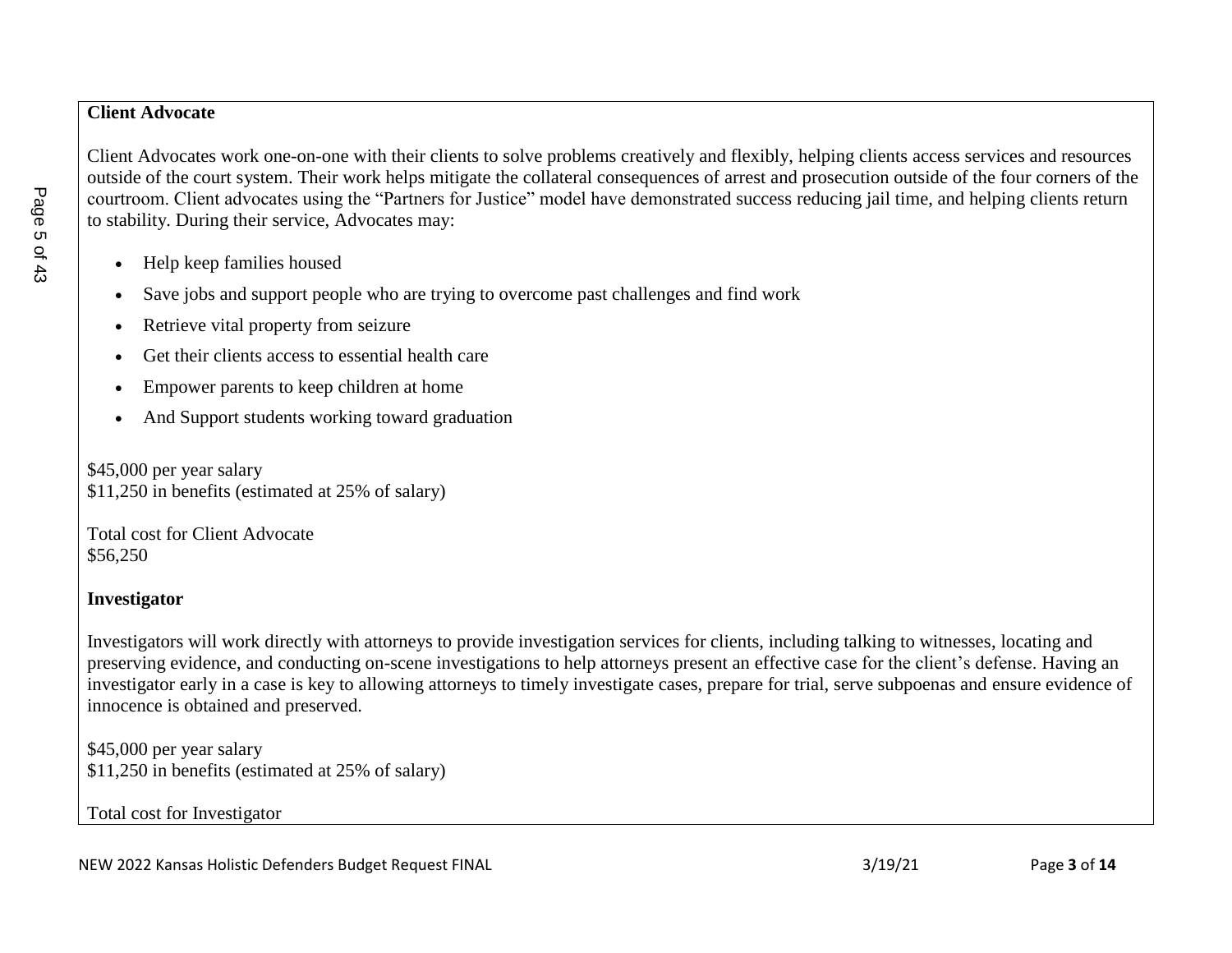**Client Advocate**

Client Advocates work one-on-one with their clients to solve problems creatively and flexibly, helping clients access services and resources outside of the court system. Their work helps mitigate the collateral consequences of arrest and prosecution outside of the four corners of the courtroom. Client advocates using the "Partners for Justice" model have demonstrated success reducing jail time, and helping clients return to stability. During their service, Advocates may:

- Help keep families housed
- Save jobs and support people who are trying to overcome past challenges and find work
- Retrieve vital property from seizure
- Get their clients access to essential health care
- Empower parents to keep children at home
- And Support students working toward graduation

$45,000 per year salary
$11,250 in benefits (estimated at 25% of salary)

Total cost for Client Advocate
$56,250

**Investigator**

Investigators will work directly with attorneys to provide investigation services for clients, including talking to witnesses, locating and preserving evidence, and conducting on-scene investigations to help attorneys present an effective case for the client's defense. Having an investigator early in a case is key to allowing attorneys to timely investigate cases, prepare for trial, serve subpoenas and ensure evidence of innocence is obtained and preserved.

$45,000 per year salary
$11,250 in benefits (estimated at 25% of salary)

Total cost for Investigator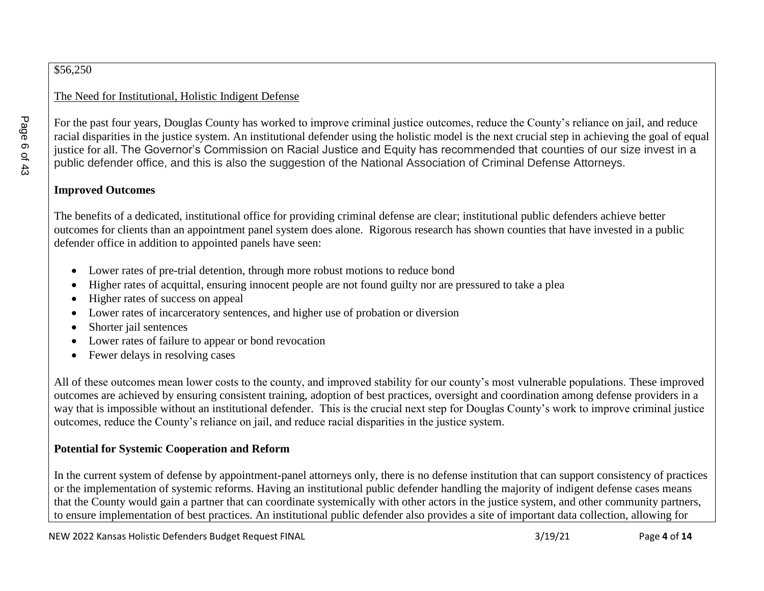$56,250

The Need for Institutional, Holistic Indigent Defense

For the past four years, Douglas County has worked to improve criminal justice outcomes, reduce the County's reliance on jail, and reduce racial disparities in the justice system. An institutional defender using the holistic model is the next crucial step in achieving the goal of equal justice for all. The Governor's Commission on Racial Justice and Equity has recommended that counties of our size invest in a public defender office, and this is also the suggestion of the National Association of Criminal Defense Attorneys.

**Improved Outcomes**

The benefits of a dedicated, institutional office for providing criminal defense are clear; institutional public defenders achieve better outcomes for clients than an appointment panel system does alone. Rigorous research has shown counties that have invested in a public defender office in addition to appointed panels have seen:

- Lower rates of pre-trial detention, through more robust motions to reduce bond
- Higher rates of acquittal, ensuring innocent people are not found guilty nor are pressured to take a plea
- Higher rates of success on appeal
- Lower rates of incarceratory sentences, and higher use of probation or diversion
- Shorter jail sentences
- Lower rates of failure to appear or bond revocation
- Fewer delays in resolving cases

All of these outcomes mean lower costs to the county, and improved stability for our county's most vulnerable populations. These improved outcomes are achieved by ensuring consistent training, adoption of best practices, oversight and coordination among defense providers in a way that is impossible without an institutional defender. This is the crucial next step for Douglas County's work to improve criminal justice outcomes, reduce the County's reliance on jail, and reduce racial disparities in the justice system.

**Potential for Systemic Cooperation and Reform**

In the current system of defense by appointment-panel attorneys only, there is no defense institution that can support consistency of practices or the implementation of systemic reforms. Having an institutional public defender handling the majority of indigent defense cases means that the County would gain a partner that can coordinate systemically with other actors in the justice system, and other community partners, to ensure implementation of best practices. An institutional public defender also provides a site of important data collection, allowing for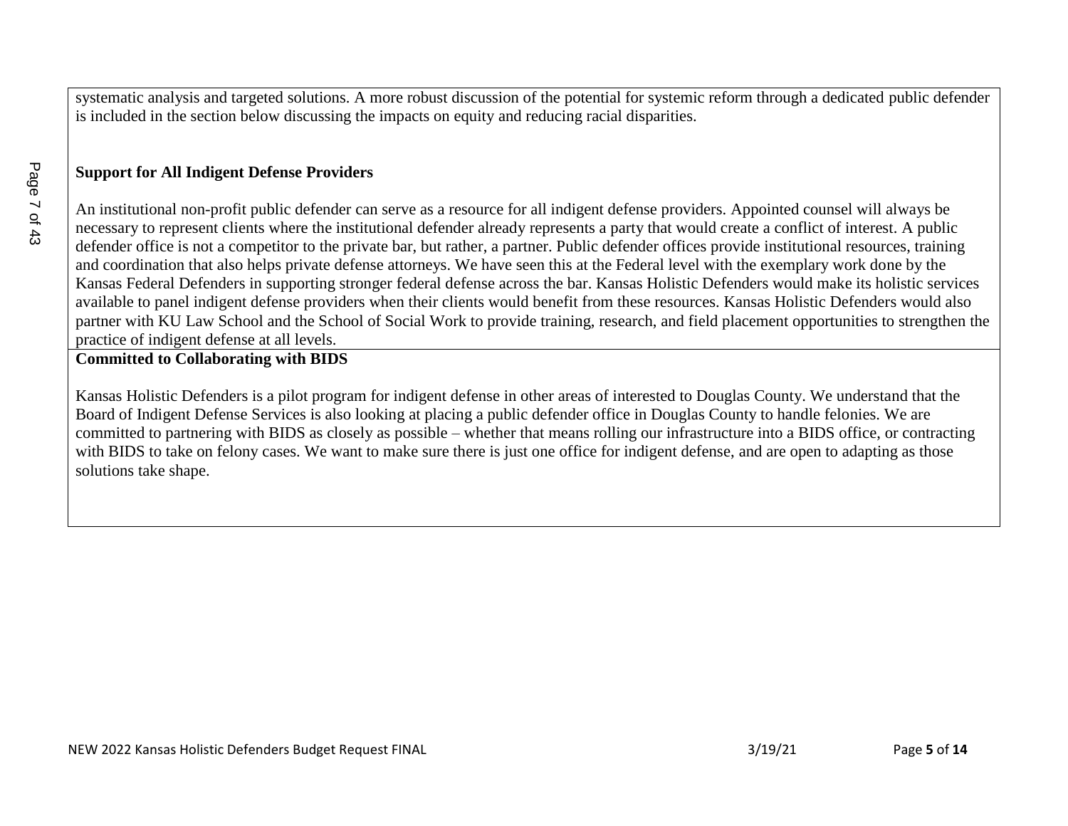systematic analysis and targeted solutions. A more robust discussion of the potential for systemic reform through a dedicated public defender is included in the section below discussing the impacts on equity and reducing racial disparities.

**Support for All Indigent Defense Providers**

An institutional non-profit public defender can serve as a resource for all indigent defense providers. Appointed counsel will always be necessary to represent clients where the institutional defender already represents a party that would create a conflict of interest. A public defender office is not a competitor to the private bar, but rather, a partner. Public defender offices provide institutional resources, training and coordination that also helps private defense attorneys. We have seen this at the Federal level with the exemplary work done by the Kansas Federal Defenders in supporting stronger federal defense across the bar. Kansas Holistic Defenders would make its holistic services available to panel indigent defense providers when their clients would benefit from these resources. Kansas Holistic Defenders would also partner with KU Law School and the School of Social Work to provide training, research, and field placement opportunities to strengthen the practice of indigent defense at all levels.

**Committed to Collaborating with BIDS**

Kansas Holistic Defenders is a pilot program for indigent defense in other areas of interested to Douglas County. We understand that the Board of Indigent Defense Services is also looking at placing a public defender office in Douglas County to handle felonies. We are committed to partnering with BIDS as closely as possible – whether that means rolling our infrastructure into a BIDS office, or contracting with BIDS to take on felony cases. We want to make sure there is just one office for indigent defense, and are open to adapting as those solutions take shape.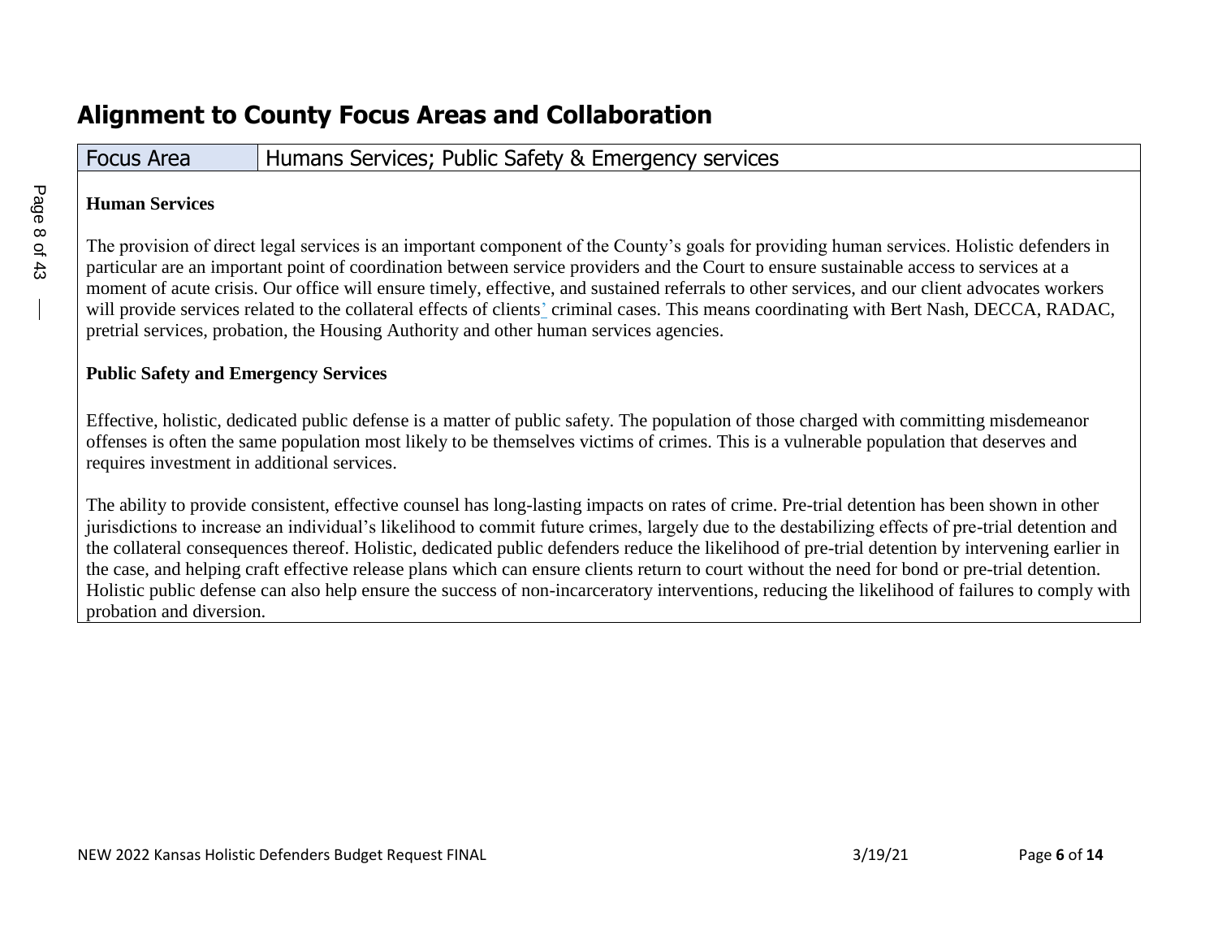## Alignment to County Focus Areas and Collaboration

| Focus Area | Humans Services; Public Safety & Emergency services |
|---|---|

**Human Services**

The provision of direct legal services is an important component of the County's goals for providing human services. Holistic defenders in particular are an important point of coordination between service providers and the Court to ensure sustainable access to services at a moment of acute crisis. Our office will ensure timely, effective, and sustained referrals to other services, and our client advocates workers will provide services related to the collateral effects of clients' criminal cases. This means coordinating with Bert Nash, DECCA, RADAC, pretrial services, probation, the Housing Authority and other human services agencies.

**Public Safety and Emergency Services**

Effective, holistic, dedicated public defense is a matter of public safety. The population of those charged with committing misdemeanor offenses is often the same population most likely to be themselves victims of crimes. This is a vulnerable population that deserves and requires investment in additional services.

The ability to provide consistent, effective counsel has long-lasting impacts on rates of crime. Pre-trial detention has been shown in other jurisdictions to increase an individual's likelihood to commit future crimes, largely due to the destabilizing effects of pre-trial detention and the collateral consequences thereof. Holistic, dedicated public defenders reduce the likelihood of pre-trial detention by intervening earlier in the case, and helping craft effective release plans which can ensure clients return to court without the need for bond or pre-trial detention. Holistic public defense can also help ensure the success of non-incarceratory interventions, reducing the likelihood of failures to comply with probation and diversion.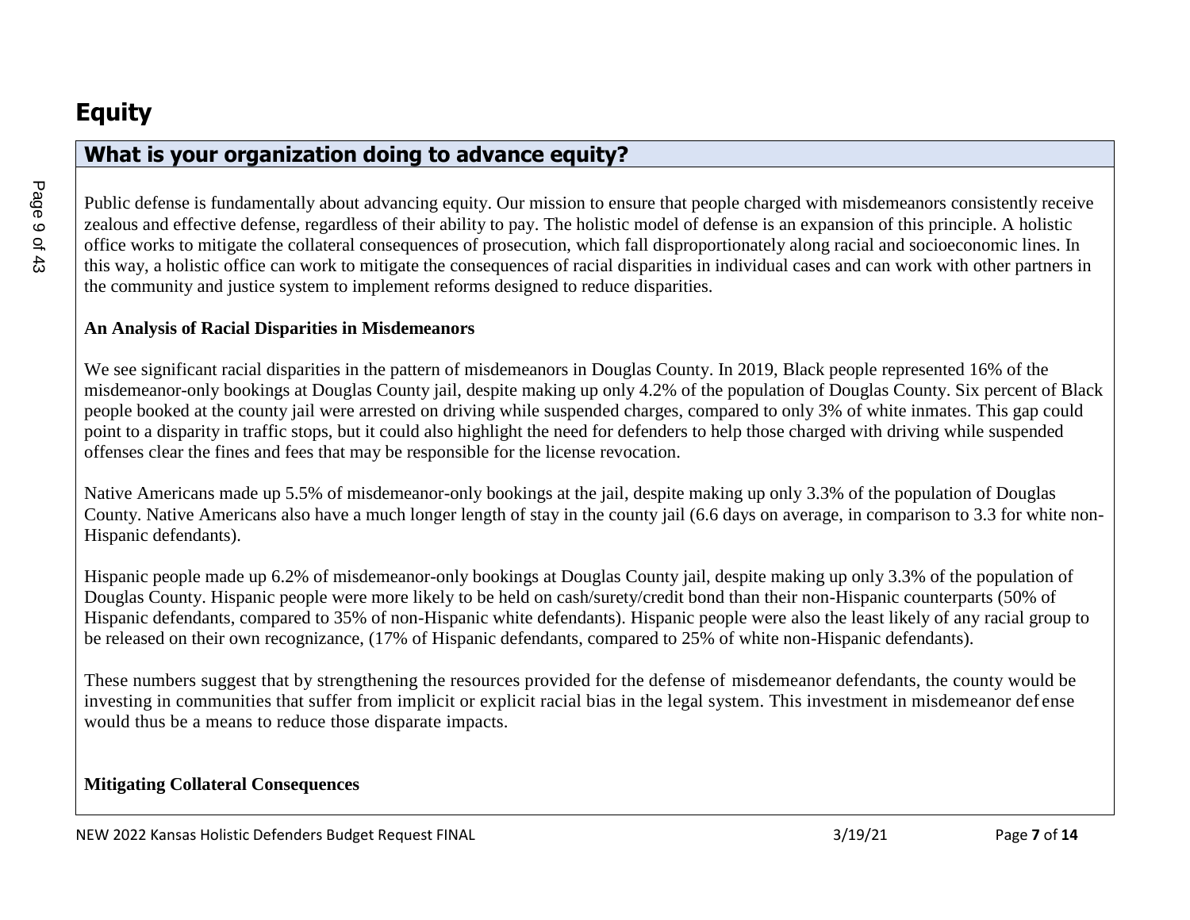# Equity

## What is your organization doing to advance equity?

Public defense is fundamentally about advancing equity. Our mission to ensure that people charged with misdemeanors consistently receive zealous and effective defense, regardless of their ability to pay. The holistic model of defense is an expansion of this principle. A holistic office works to mitigate the collateral consequences of prosecution, which fall disproportionately along racial and socioeconomic lines. In this way, a holistic office can work to mitigate the consequences of racial disparities in individual cases and can work with other partners in the community and justice system to implement reforms designed to reduce disparities.

**An Analysis of Racial Disparities in Misdemeanors**

We see significant racial disparities in the pattern of misdemeanors in Douglas County. In 2019, Black people represented 16% of the misdemeanor-only bookings at Douglas County jail, despite making up only 4.2% of the population of Douglas County. Six percent of Black people booked at the county jail were arrested on driving while suspended charges, compared to only 3% of white inmates. This gap could point to a disparity in traffic stops, but it could also highlight the need for defenders to help those charged with driving while suspended offenses clear the fines and fees that may be responsible for the license revocation.

Native Americans made up 5.5% of misdemeanor-only bookings at the jail, despite making up only 3.3% of the population of Douglas County. Native Americans also have a much longer length of stay in the county jail (6.6 days on average, in comparison to 3.3 for white non-Hispanic defendants).

Hispanic people made up 6.2% of misdemeanor-only bookings at Douglas County jail, despite making up only 3.3% of the population of Douglas County. Hispanic people were more likely to be held on cash/surety/credit bond than their non-Hispanic counterparts (50% of Hispanic defendants, compared to 35% of non-Hispanic white defendants). Hispanic people were also the least likely of any racial group to be released on their own recognizance, (17% of Hispanic defendants, compared to 25% of white non-Hispanic defendants).

These numbers suggest that by strengthening the resources provided for the defense of misdemeanor defendants, the county would be investing in communities that suffer from implicit or explicit racial bias in the legal system. This investment in misdemeanor defense would thus be a means to reduce those disparate impacts.

**Mitigating Collateral Consequences**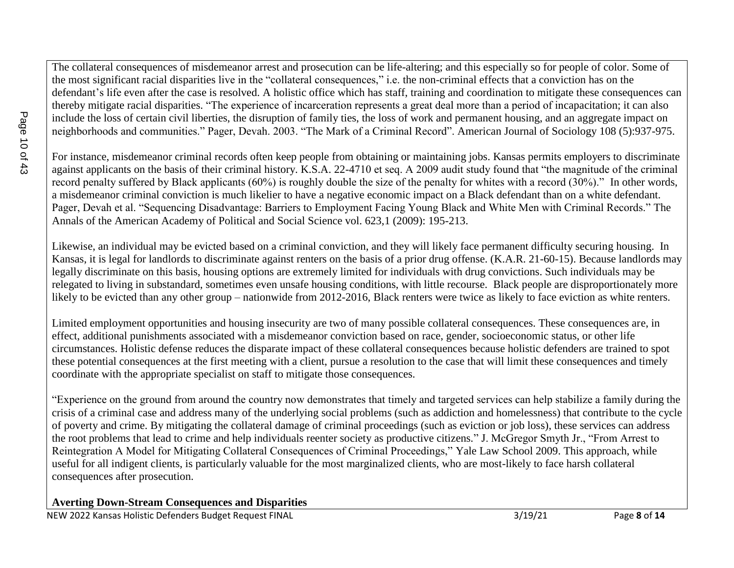The collateral consequences of misdemeanor arrest and prosecution can be life-altering; and this especially so for people of color. Some of the most significant racial disparities live in the "collateral consequences," i.e. the non-criminal effects that a conviction has on the defendant's life even after the case is resolved. A holistic office which has staff, training and coordination to mitigate these consequences can thereby mitigate racial disparities. "The experience of incarceration represents a great deal more than a period of incapacitation; it can also include the loss of certain civil liberties, the disruption of family ties, the loss of work and permanent housing, and an aggregate impact on neighborhoods and communities." Pager, Devah. 2003. "The Mark of a Criminal Record". American Journal of Sociology 108 (5):937-975.

For instance, misdemeanor criminal records often keep people from obtaining or maintaining jobs. Kansas permits employers to discriminate against applicants on the basis of their criminal history. K.S.A. 22-4710 et seq. A 2009 audit study found that "the magnitude of the criminal record penalty suffered by Black applicants (60%) is roughly double the size of the penalty for whites with a record (30%)." In other words, a misdemeanor criminal conviction is much likelier to have a negative economic impact on a Black defendant than on a white defendant. Pager, Devah et al. "Sequencing Disadvantage: Barriers to Employment Facing Young Black and White Men with Criminal Records." The Annals of the American Academy of Political and Social Science vol. 623,1 (2009): 195-213.

Likewise, an individual may be evicted based on a criminal conviction, and they will likely face permanent difficulty securing housing. In Kansas, it is legal for landlords to discriminate against renters on the basis of a prior drug offense. (K.A.R. 21-60-15). Because landlords may legally discriminate on this basis, housing options are extremely limited for individuals with drug convictions. Such individuals may be relegated to living in substandard, sometimes even unsafe housing conditions, with little recourse. Black people are disproportionately more likely to be evicted than any other group – nationwide from 2012-2016, Black renters were twice as likely to face eviction as white renters.

Limited employment opportunities and housing insecurity are two of many possible collateral consequences. These consequences are, in effect, additional punishments associated with a misdemeanor conviction based on race, gender, socioeconomic status, or other life circumstances. Holistic defense reduces the disparate impact of these collateral consequences because holistic defenders are trained to spot these potential consequences at the first meeting with a client, pursue a resolution to the case that will limit these consequences and timely coordinate with the appropriate specialist on staff to mitigate those consequences.

"Experience on the ground from around the country now demonstrates that timely and targeted services can help stabilize a family during the crisis of a criminal case and address many of the underlying social problems (such as addiction and homelessness) that contribute to the cycle of poverty and crime. By mitigating the collateral damage of criminal proceedings (such as eviction or job loss), these services can address the root problems that lead to crime and help individuals reenter society as productive citizens." J. McGregor Smyth Jr., "From Arrest to Reintegration A Model for Mitigating Collateral Consequences of Criminal Proceedings," Yale Law School 2009. This approach, while useful for all indigent clients, is particularly valuable for the most marginalized clients, who are most-likely to face harsh collateral consequences after prosecution.

**Averting Down-Stream Consequences and Disparities**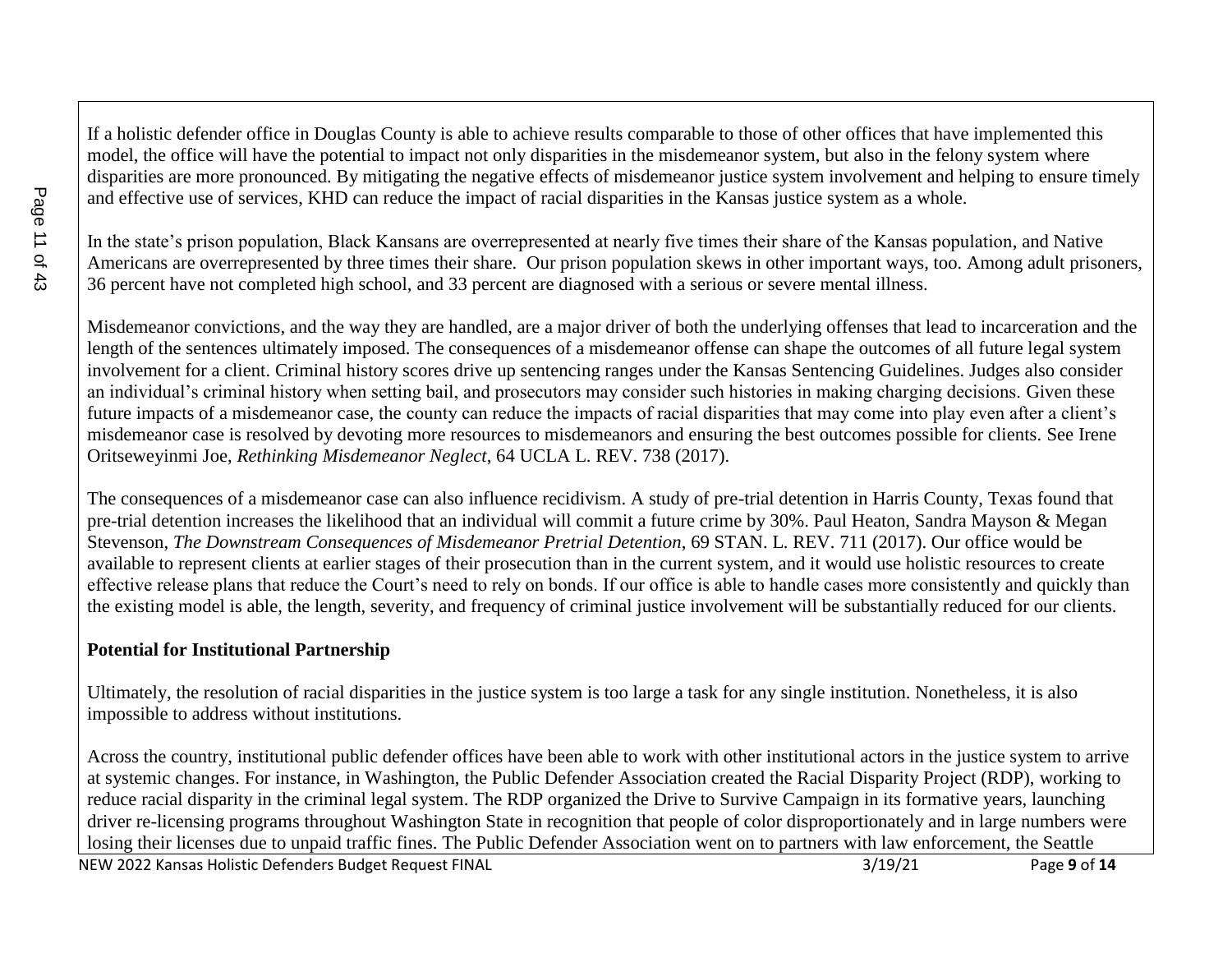If a holistic defender office in Douglas County is able to achieve results comparable to those of other offices that have implemented this model, the office will have the potential to impact not only disparities in the misdemeanor system, but also in the felony system where disparities are more pronounced. By mitigating the negative effects of misdemeanor justice system involvement and helping to ensure timely and effective use of services, KHD can reduce the impact of racial disparities in the Kansas justice system as a whole.

In the state's prison population, Black Kansans are overrepresented at nearly five times their share of the Kansas population, and Native Americans are overrepresented by three times their share. Our prison population skews in other important ways, too. Among adult prisoners, 36 percent have not completed high school, and 33 percent are diagnosed with a serious or severe mental illness.

Misdemeanor convictions, and the way they are handled, are a major driver of both the underlying offenses that lead to incarceration and the length of the sentences ultimately imposed. The consequences of a misdemeanor offense can shape the outcomes of all future legal system involvement for a client. Criminal history scores drive up sentencing ranges under the Kansas Sentencing Guidelines. Judges also consider an individual's criminal history when setting bail, and prosecutors may consider such histories in making charging decisions. Given these future impacts of a misdemeanor case, the county can reduce the impacts of racial disparities that may come into play even after a client's misdemeanor case is resolved by devoting more resources to misdemeanors and ensuring the best outcomes possible for clients. See Irene Oritseweyinmi Joe, *Rethinking Misdemeanor Neglect*, 64 UCLA L. REV. 738 (2017).

The consequences of a misdemeanor case can also influence recidivism. A study of pre-trial detention in Harris County, Texas found that pre-trial detention increases the likelihood that an individual will commit a future crime by 30%. Paul Heaton, Sandra Mayson & Megan Stevenson, *The Downstream Consequences of Misdemeanor Pretrial Detention*, 69 STAN. L. REV. 711 (2017). Our office would be available to represent clients at earlier stages of their prosecution than in the current system, and it would use holistic resources to create effective release plans that reduce the Court's need to rely on bonds. If our office is able to handle cases more consistently and quickly than the existing model is able, the length, severity, and frequency of criminal justice involvement will be substantially reduced for our clients.

**Potential for Institutional Partnership**

Ultimately, the resolution of racial disparities in the justice system is too large a task for any single institution. Nonetheless, it is also impossible to address without institutions.

Across the country, institutional public defender offices have been able to work with other institutional actors in the justice system to arrive at systemic changes. For instance, in Washington, the Public Defender Association created the Racial Disparity Project (RDP), working to reduce racial disparity in the criminal legal system. The RDP organized the Drive to Survive Campaign in its formative years, launching driver re-licensing programs throughout Washington State in recognition that people of color disproportionately and in large numbers were losing their licenses due to unpaid traffic fines. The Public Defender Association went on to partners with law enforcement, the Seattle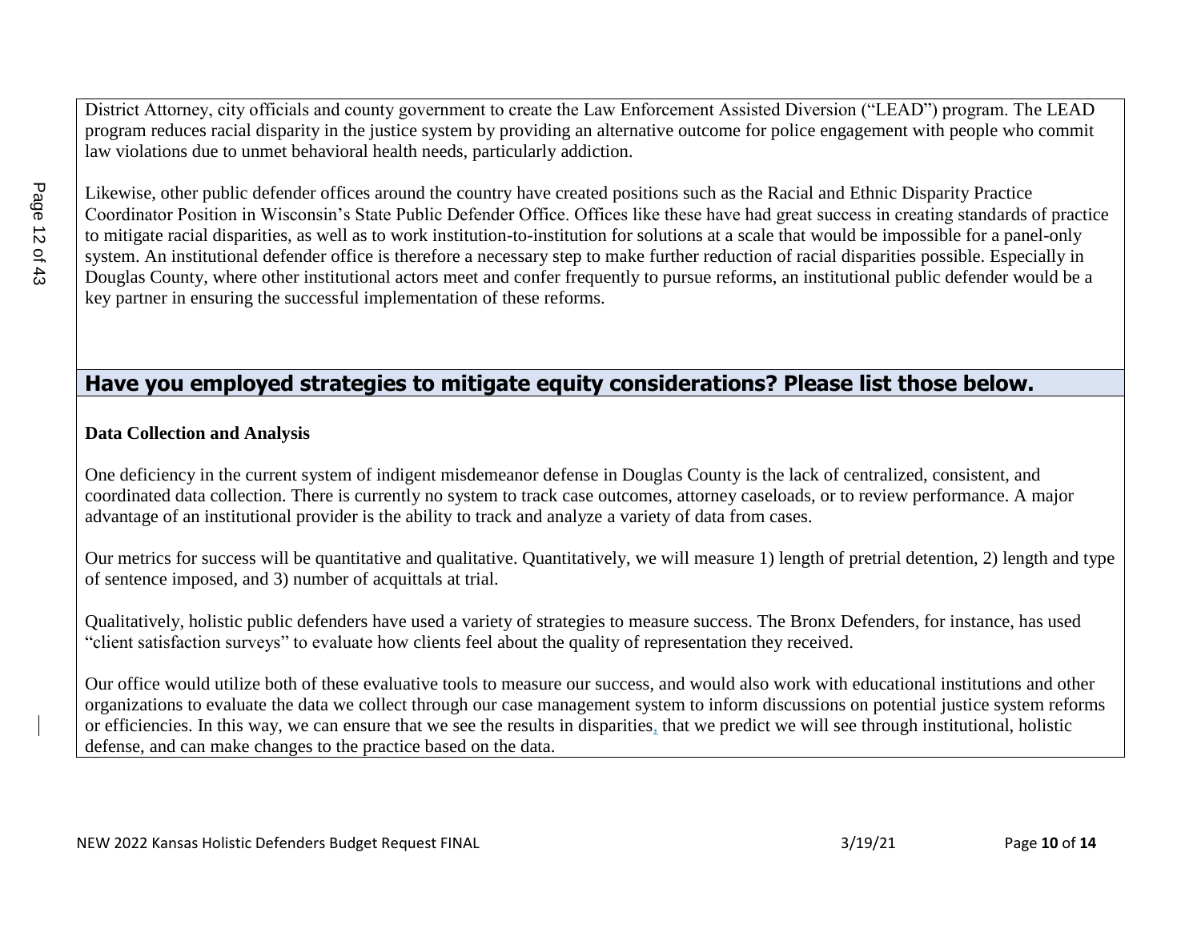District Attorney, city officials and county government to create the Law Enforcement Assisted Diversion ("LEAD") program. The LEAD program reduces racial disparity in the justice system by providing an alternative outcome for police engagement with people who commit law violations due to unmet behavioral health needs, particularly addiction.

Likewise, other public defender offices around the country have created positions such as the Racial and Ethnic Disparity Practice Coordinator Position in Wisconsin's State Public Defender Office. Offices like these have had great success in creating standards of practice to mitigate racial disparities, as well as to work institution-to-institution for solutions at a scale that would be impossible for a panel-only system. An institutional defender office is therefore a necessary step to make further reduction of racial disparities possible. Especially in Douglas County, where other institutional actors meet and confer frequently to pursue reforms, an institutional public defender would be a key partner in ensuring the successful implementation of these reforms.

## Have you employed strategies to mitigate equity considerations? Please list those below.

**Data Collection and Analysis**

One deficiency in the current system of indigent misdemeanor defense in Douglas County is the lack of centralized, consistent, and coordinated data collection. There is currently no system to track case outcomes, attorney caseloads, or to review performance. A major advantage of an institutional provider is the ability to track and analyze a variety of data from cases.

Our metrics for success will be quantitative and qualitative. Quantitatively, we will measure 1) length of pretrial detention, 2) length and type of sentence imposed, and 3) number of acquittals at trial.

Qualitatively, holistic public defenders have used a variety of strategies to measure success. The Bronx Defenders, for instance, has used "client satisfaction surveys" to evaluate how clients feel about the quality of representation they received.

Our office would utilize both of these evaluative tools to measure our success, and would also work with educational institutions and other organizations to evaluate the data we collect through our case management system to inform discussions on potential justice system reforms or efficiencies. In this way, we can ensure that we see the results in disparities, that we predict we will see through institutional, holistic defense, and can make changes to the practice based on the data.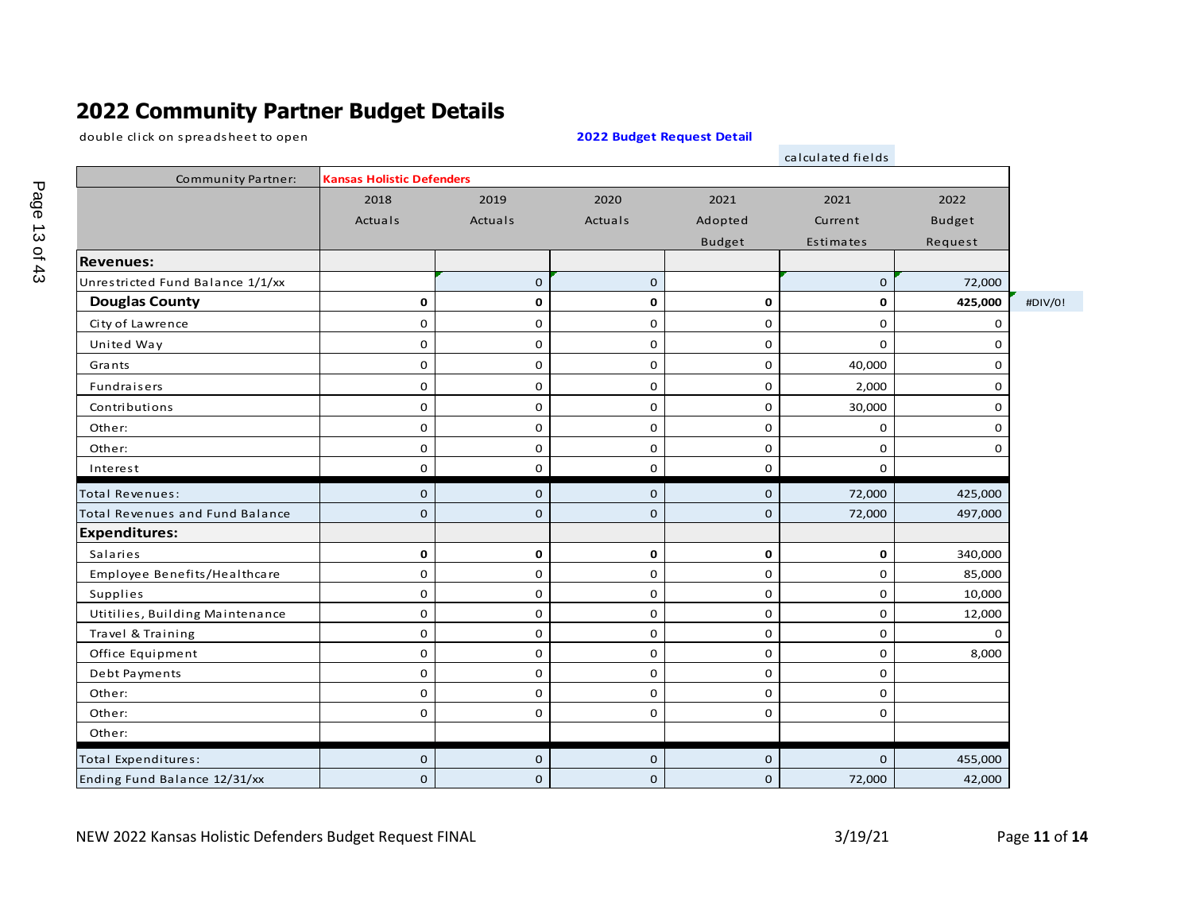# 2022 Community Partner Budget Details

double click on spreadsheet to open

**2022 Budget Request Detail**

calculated fields

| Community Partner: | Kansas Holistic Defenders | | | | | |
|---|---|---|---|---|---|---|
| | 2018 Actuals | 2019 Actuals | 2020 Actuals | 2021 Adopted Budget | 2021 Current Estimates | 2022 Budget Request |
| **Revenues:** | | | | | | |
| Unrestricted Fund Balance 1/1/xx | | 0 | 0 | | 0 | 72,000 |
| **Douglas County** | **0** | **0** | **0** | **0** | **0** | **425,000** |
| City of Lawrence | 0 | 0 | 0 | 0 | 0 | 0 |
| United Way | 0 | 0 | 0 | 0 | 0 | 0 |
| Grants | 0 | 0 | 0 | 0 | 40,000 | 0 |
| Fundraisers | 0 | 0 | 0 | 0 | 2,000 | 0 |
| Contributions | 0 | 0 | 0 | 0 | 30,000 | 0 |
| Other: | 0 | 0 | 0 | 0 | 0 | 0 |
| Other: | 0 | 0 | 0 | 0 | 0 | 0 |
| Interest | 0 | 0 | 0 | 0 | 0 | |
| Total Revenues: | 0 | 0 | 0 | 0 | 72,000 | 425,000 |
| Total Revenues and Fund Balance | 0 | 0 | 0 | 0 | 72,000 | 497,000 |
| **Expenditures:** | | | | | | |
| Salaries | **0** | **0** | **0** | **0** | **0** | 340,000 |
| Employee Benefits/Healthcare | 0 | 0 | 0 | 0 | 0 | 85,000 |
| Supplies | 0 | 0 | 0 | 0 | 0 | 10,000 |
| Utitilies, Building Maintenance | 0 | 0 | 0 | 0 | 0 | 12,000 |
| Travel & Training | 0 | 0 | 0 | 0 | 0 | 0 |
| Office Equipment | 0 | 0 | 0 | 0 | 0 | 8,000 |
| Debt Payments | 0 | 0 | 0 | 0 | 0 | |
| Other: | 0 | 0 | 0 | 0 | 0 | |
| Other: | 0 | 0 | 0 | 0 | 0 | |
| Other: | | | | | | |
| Total Expenditures: | 0 | 0 | 0 | 0 | 0 | 455,000 |
| Ending Fund Balance 12/31/xx | 0 | 0 | 0 | 0 | 72,000 | 42,000 |

#DIV/0!

NEW 2022 Kansas Holistic Defenders Budget Request FINAL 3/19/21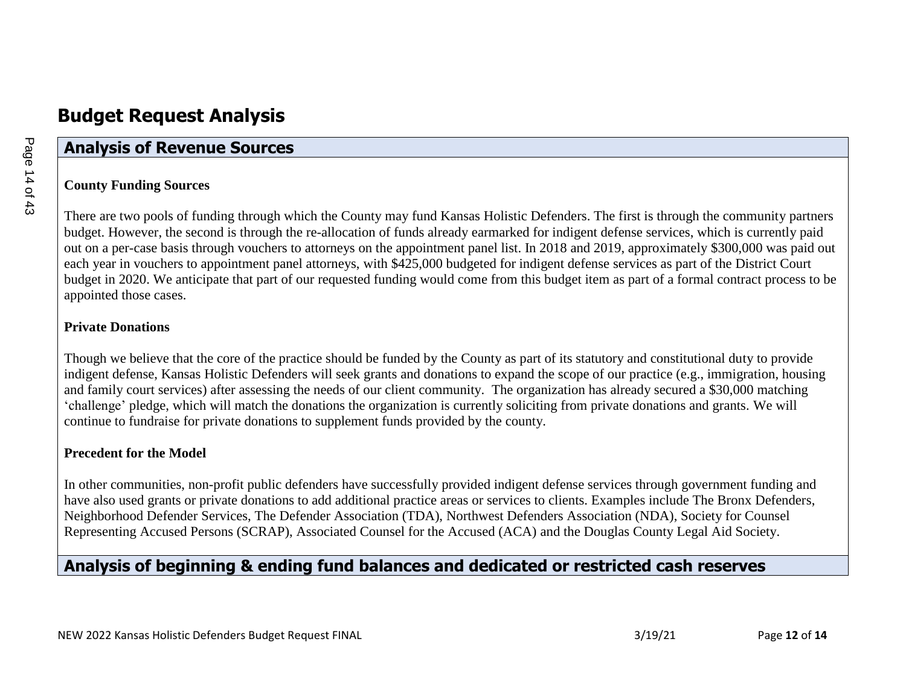# Budget Request Analysis

## Analysis of Revenue Sources

**County Funding Sources**

There are two pools of funding through which the County may fund Kansas Holistic Defenders. The first is through the community partners budget. However, the second is through the re-allocation of funds already earmarked for indigent defense services, which is currently paid out on a per-case basis through vouchers to attorneys on the appointment panel list. In 2018 and 2019, approximately $300,000 was paid out each year in vouchers to appointment panel attorneys, with $425,000 budgeted for indigent defense services as part of the District Court budget in 2020. We anticipate that part of our requested funding would come from this budget item as part of a formal contract process to be appointed those cases.

**Private Donations**

Though we believe that the core of the practice should be funded by the County as part of its statutory and constitutional duty to provide indigent defense, Kansas Holistic Defenders will seek grants and donations to expand the scope of our practice (e.g., immigration, housing and family court services) after assessing the needs of our client community. The organization has already secured a $30,000 matching 'challenge' pledge, which will match the donations the organization is currently soliciting from private donations and grants. We will continue to fundraise for private donations to supplement funds provided by the county.

**Precedent for the Model**

In other communities, non-profit public defenders have successfully provided indigent defense services through government funding and have also used grants or private donations to add additional practice areas or services to clients. Examples include The Bronx Defenders, Neighborhood Defender Services, The Defender Association (TDA), Northwest Defenders Association (NDA), Society for Counsel Representing Accused Persons (SCRAP), Associated Counsel for the Accused (ACA) and the Douglas County Legal Aid Society.

## Analysis of beginning & ending fund balances and dedicated or restricted cash reserves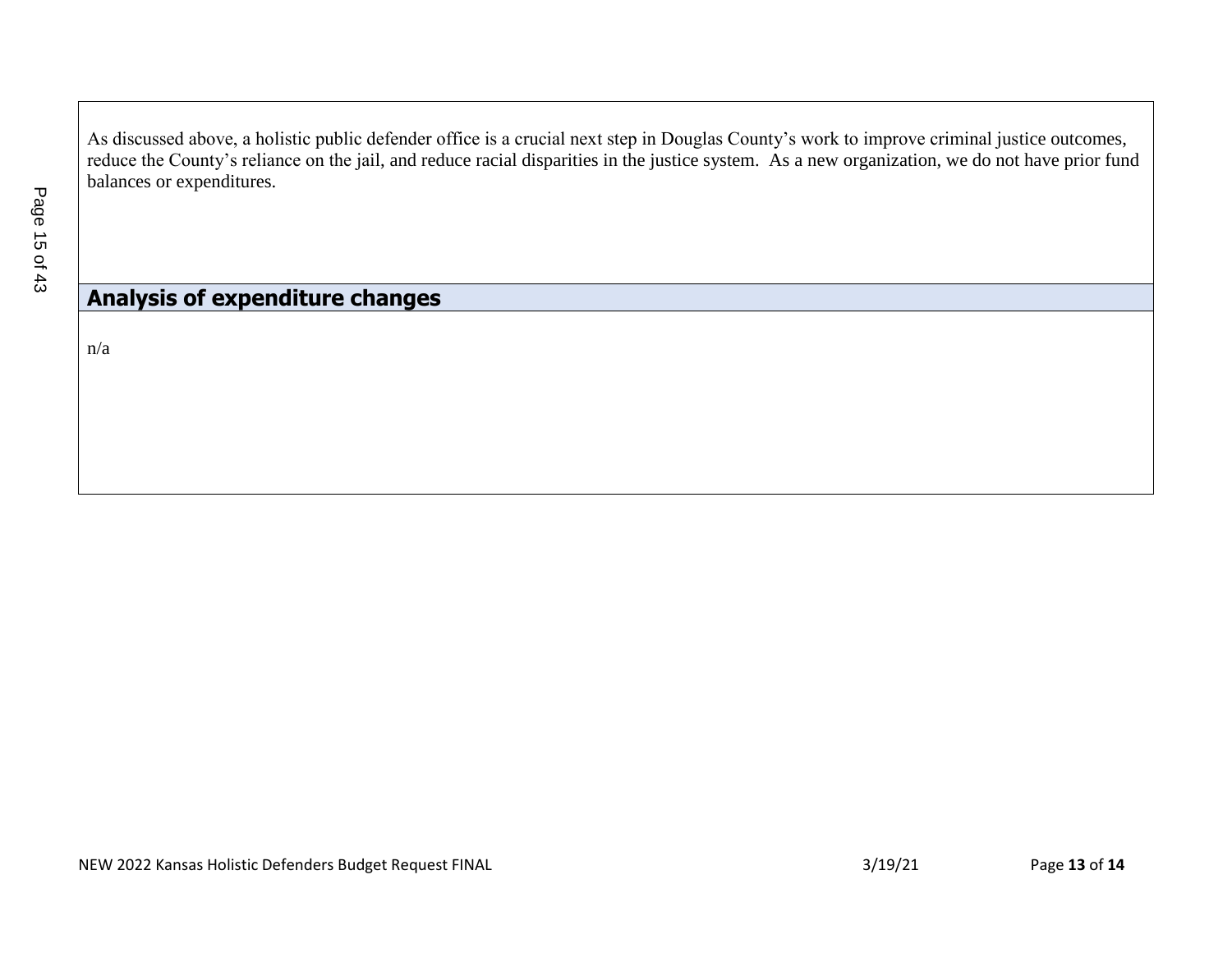As discussed above, a holistic public defender office is a crucial next step in Douglas County's work to improve criminal justice outcomes, reduce the County's reliance on the jail, and reduce racial disparities in the justice system. As a new organization, we do not have prior fund balances or expenditures.

## Analysis of expenditure changes

n/a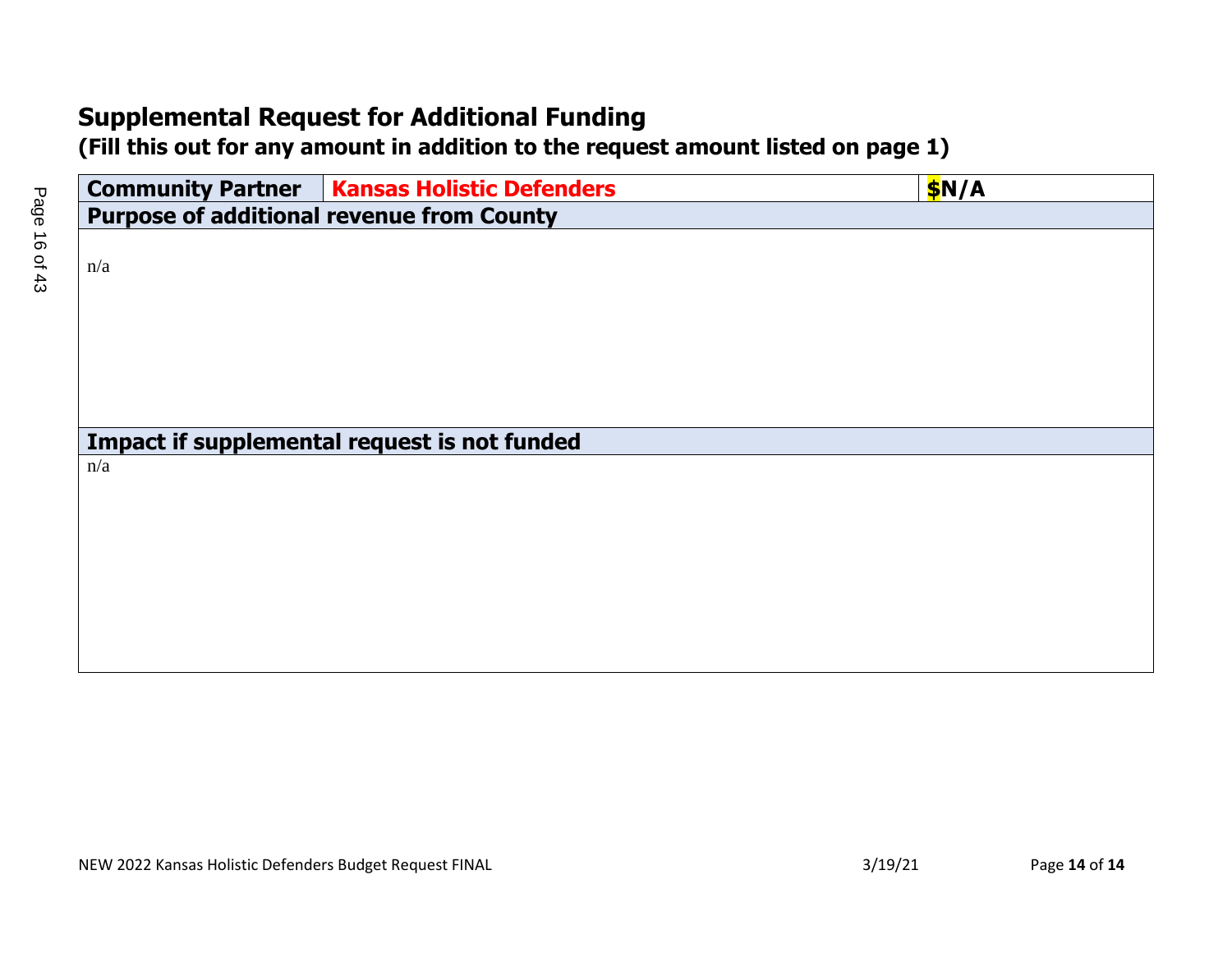## Supplemental Request for Additional Funding

### (Fill this out for any amount in addition to the request amount listed on page 1)

| Community Partner | Kansas Holistic Defenders | $N/A |
|---|---|---|
| **Purpose of additional revenue from County** | | |
| n/a | | |
| **Impact if supplemental request is not funded** | | |
| n/a | | |